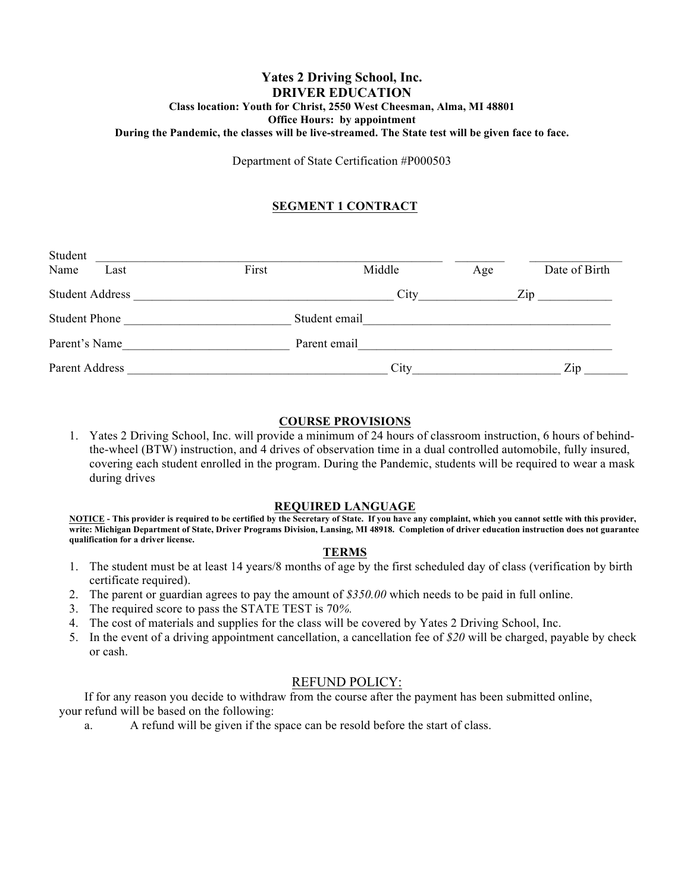# Yates 2 Driving School, Inc.

## DRIVER EDUCATION

**Class location: Youth for Christ, 2550 West Cheesman, Alma, MI 48801**
**Office Hours: by appointment**
**During the Pandemic, the classes will be live-streamed. The State test will be given face to face.**

Department of State Certification #P000503

### SEGMENT 1 CONTRACT

Student Name \_\_\_\_\_\_\_\_\_\_\_\_\_\_\_\_\_\_\_\_\_\_\_\_\_\_\_\_\_\_\_\_\_\_\_\_\_\_\_\_\_\_\_\_\_\_\_\_\_\_\_\_ \_\_\_\_\_\_\_\_ \_\_\_\_\_\_\_\_\_\_\_\_\_\_\_
Last First Middle Age Date of Birth

Student Address \_\_\_\_\_\_\_\_\_\_\_\_\_\_\_\_\_\_\_\_\_\_\_\_\_\_\_\_\_\_\_\_\_\_\_\_\_\_\_\_ City\_\_\_\_\_\_\_\_\_\_\_\_\_\_\_Zip \_\_\_\_\_\_\_\_\_\_\_\_

Student Phone \_\_\_\_\_\_\_\_\_\_\_\_\_\_\_\_\_\_\_\_\_\_\_\_\_\_ Student email\_\_\_\_\_\_\_\_\_\_\_\_\_\_\_\_\_\_\_\_\_\_\_\_\_\_\_\_\_\_\_\_\_\_\_\_\_\_\_

Parent's Name\_\_\_\_\_\_\_\_\_\_\_\_\_\_\_\_\_\_\_\_\_\_\_\_\_\_ Parent email\_\_\_\_\_\_\_\_\_\_\_\_\_\_\_\_\_\_\_\_\_\_\_\_\_\_\_\_\_\_\_\_\_\_\_\_\_\_\_\_

Parent Address \_\_\_\_\_\_\_\_\_\_\_\_\_\_\_\_\_\_\_\_\_\_\_\_\_\_\_\_\_\_\_\_\_\_\_\_\_\_\_\_ City\_\_\_\_\_\_\_\_\_\_\_\_\_\_\_\_\_\_\_\_\_\_\_ Zip \_\_\_\_\_\_\_

### COURSE PROVISIONS

1. Yates 2 Driving School, Inc. will provide a minimum of 24 hours of classroom instruction, 6 hours of behind-the-wheel (BTW) instruction, and 4 drives of observation time in a dual controlled automobile, fully insured, covering each student enrolled in the program. During the Pandemic, students will be required to wear a mask during drives

### REQUIRED LANGUAGE

**NOTICE - This provider is required to be certified by the Secretary of State. If you have any complaint, which you cannot settle with this provider, write: Michigan Department of State, Driver Programs Division, Lansing, MI 48918. Completion of driver education instruction does not guarantee qualification for a driver license.**

### TERMS

1. The student must be at least 14 years/8 months of age by the first scheduled day of class (verification by birth certificate required).
2. The parent or guardian agrees to pay the amount of *$350.00* which needs to be paid in full online.
3. The required score to pass the STATE TEST is 70*%.*
4. The cost of materials and supplies for the class will be covered by Yates 2 Driving School, Inc.
5. In the event of a driving appointment cancellation, a cancellation fee of *$20* will be charged, payable by check or cash.

### REFUND POLICY:

If for any reason you decide to withdraw from the course after the payment has been submitted online, your refund will be based on the following:

a. A refund will be given if the space can be resold before the start of class.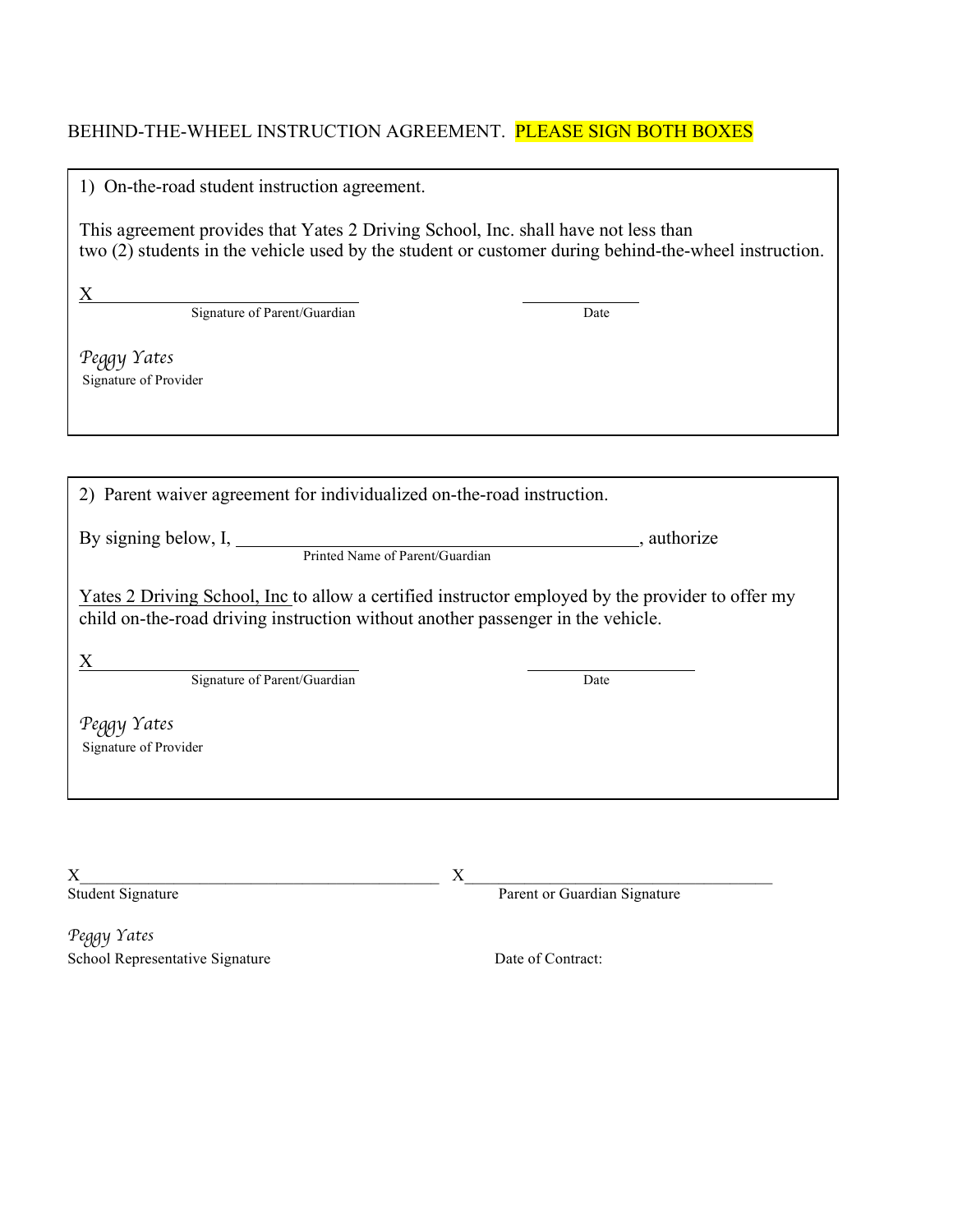BEHIND-THE-WHEEL INSTRUCTION AGREEMENT. PLEASE SIGN BOTH BOXES

1) On-the-road student instruction agreement.

This agreement provides that Yates 2 Driving School, Inc. shall have not less than two (2) students in the vehicle used by the student or customer during behind-the-wheel instruction.

X________________________________ ______________
Signature of Parent/Guardian Date

*Peggy Yates*
Signature of Provider

2) Parent waiver agreement for individualized on-the-road instruction.

By signing below, I, _______________________________________________, authorize
Printed Name of Parent/Guardian

Yates 2 Driving School, Inc to allow a certified instructor employed by the provider to offer my child on-the-road driving instruction without another passenger in the vehicle.

X________________________________ ____________________
Signature of Parent/Guardian Date

*Peggy Yates*
Signature of Provider

X__________________________________________ X___________________________________
Student Signature Parent or Guardian Signature

*Peggy Yates*
School Representative Signature Date of Contract: